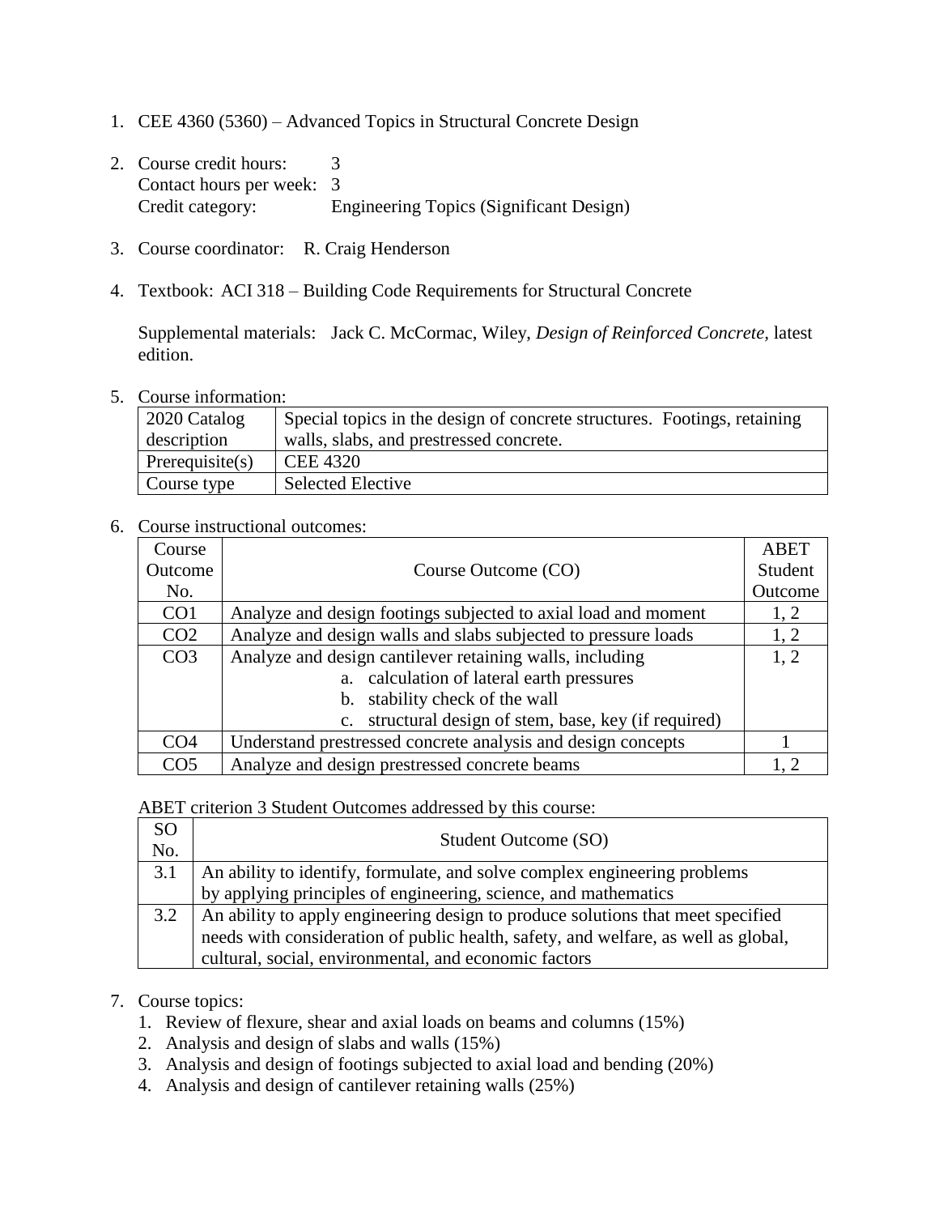1. CEE 4360 (5360) – Advanced Topics in Structural Concrete Design

2. Course credit hours: 3
   Contact hours per week: 3
   Credit category: Engineering Topics (Significant Design)

3. Course coordinator: R. Craig Henderson

4. Textbook: ACI 318 – Building Code Requirements for Structural Concrete

   Supplemental materials: Jack C. McCormac, Wiley, *Design of Reinforced Concrete,* latest edition.

5. Course information:

| 2020 Catalog description | Special topics in the design of concrete structures. Footings, retaining walls, slabs, and prestressed concrete. |
|---|---|
| Prerequisite(s) | CEE 4320 |
| Course type | Selected Elective |

6. Course instructional outcomes:

| Course Outcome No. | Course Outcome (CO) | ABET Student Outcome |
|---|---|---|
| CO1 | Analyze and design footings subjected to axial load and moment | 1, 2 |
| CO2 | Analyze and design walls and slabs subjected to pressure loads | 1, 2 |
| CO3 | Analyze and design cantilever retaining walls, including<br>a. calculation of lateral earth pressures<br>b. stability check of the wall<br>c. structural design of stem, base, key (if required) | 1, 2 |
| CO4 | Understand prestressed concrete analysis and design concepts | 1 |
| CO5 | Analyze and design prestressed concrete beams | 1, 2 |

ABET criterion 3 Student Outcomes addressed by this course:

| SO No. | Student Outcome (SO) |
|---|---|
| 3.1 | An ability to identify, formulate, and solve complex engineering problems by applying principles of engineering, science, and mathematics |
| 3.2 | An ability to apply engineering design to produce solutions that meet specified needs with consideration of public health, safety, and welfare, as well as global, cultural, social, environmental, and economic factors |

7. Course topics:
   1. Review of flexure, shear and axial loads on beams and columns (15%)
   2. Analysis and design of slabs and walls (15%)
   3. Analysis and design of footings subjected to axial load and bending (20%)
   4. Analysis and design of cantilever retaining walls (25%)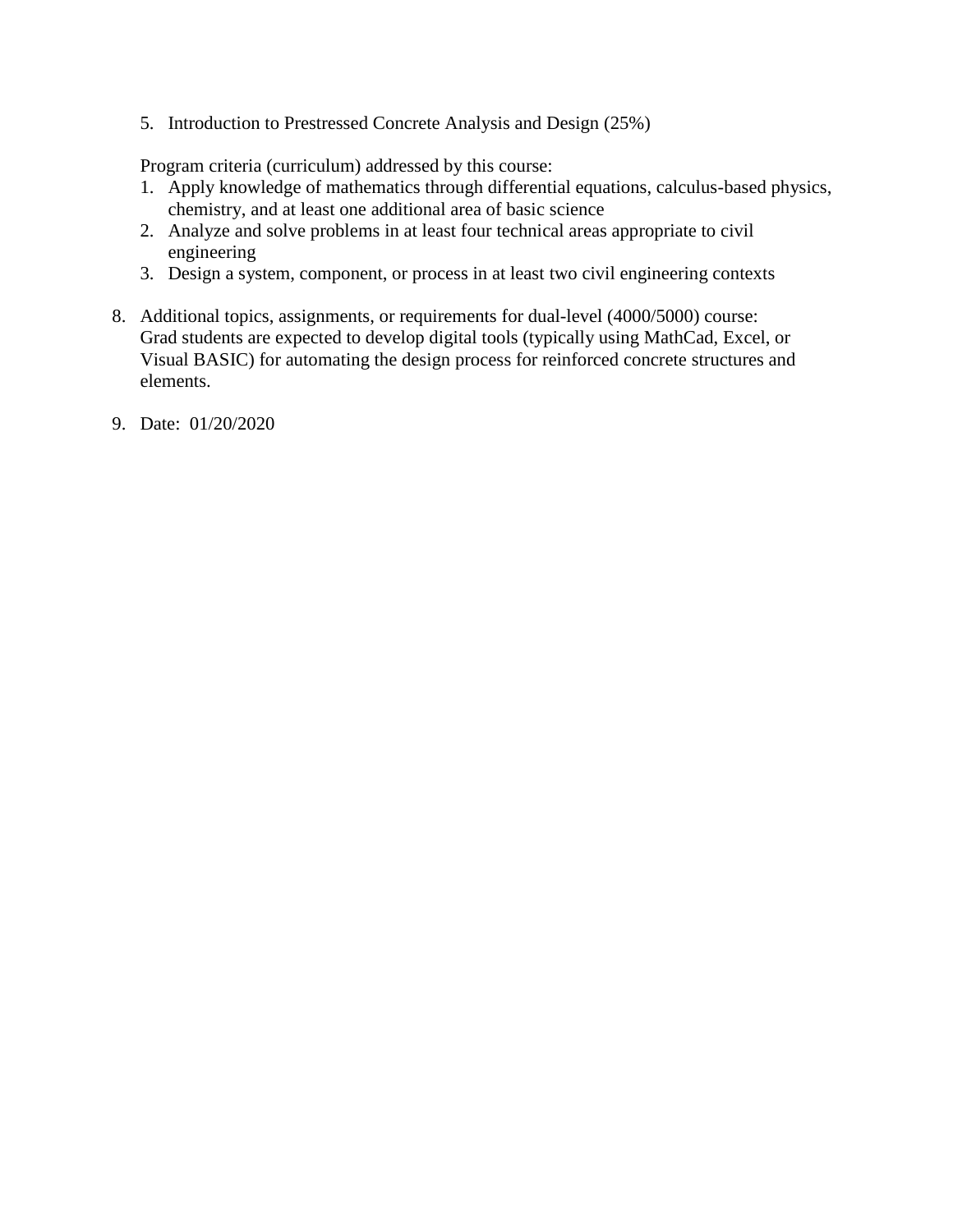5. Introduction to Prestressed Concrete Analysis and Design (25%)

   Program criteria (curriculum) addressed by this course:

   1. Apply knowledge of mathematics through differential equations, calculus-based physics, chemistry, and at least one additional area of basic science
   2. Analyze and solve problems in at least four technical areas appropriate to civil engineering
   3. Design a system, component, or process in at least two civil engineering contexts

8. Additional topics, assignments, or requirements for dual-level (4000/5000) course: Grad students are expected to develop digital tools (typically using MathCad, Excel, or Visual BASIC) for automating the design process for reinforced concrete structures and elements.

9. Date: 01/20/2020